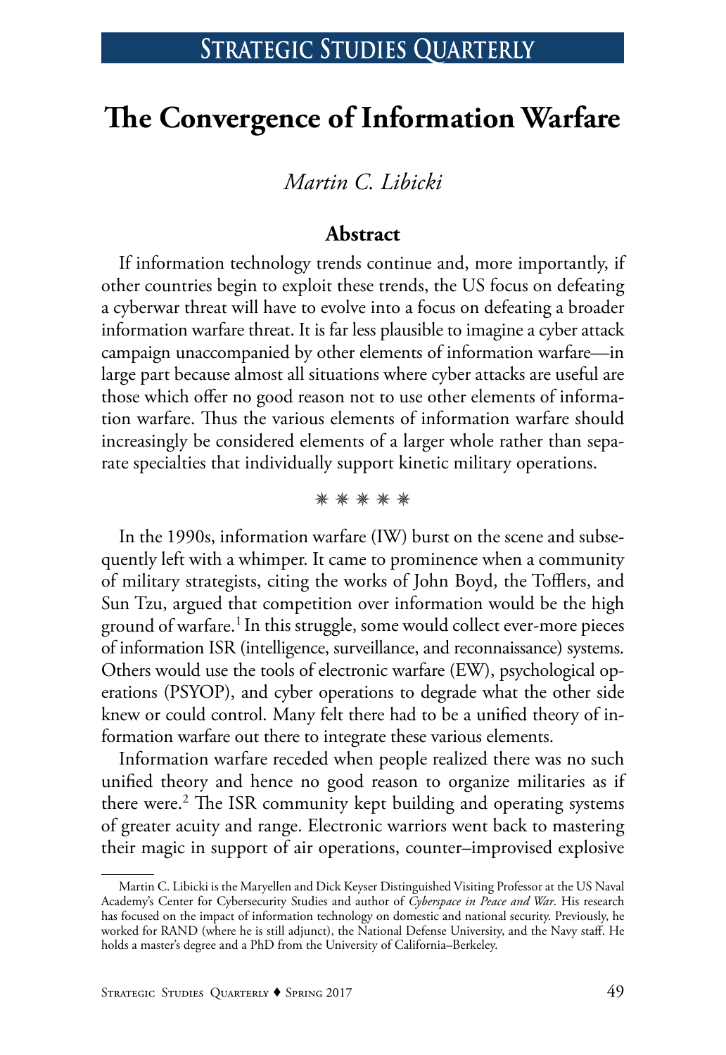# The Convergence of Information Warfare

*Martin C. Libicki*

## Abstract

If information technology trends continue and, more importantly, if other countries begin to exploit these trends, the US focus on defeating a cyberwar threat will have to evolve into a focus on defeating a broader information warfare threat. It is far less plausible to imagine a cyber attack campaign unaccompanied by other elements of information warfare—in large part because almost all situations where cyber attacks are useful are those which offer no good reason not to use other elements of information warfare. Thus the various elements of information warfare should increasingly be considered elements of a larger whole rather than separate specialties that individually support kinetic military operations.

✳ ✳ ✳ ✳ ✳

In the 1990s, information warfare (IW) burst on the scene and subsequently left with a whimper. It came to prominence when a community of military strategists, citing the works of John Boyd, the Tofflers, and Sun Tzu, argued that competition over information would be the high ground of warfare.[1] In this struggle, some would collect ever-more pieces of information ISR (intelligence, surveillance, and reconnaissance) systems. Others would use the tools of electronic warfare (EW), psychological operations (PSYOP), and cyber operations to degrade what the other side knew or could control. Many felt there had to be a unified theory of information warfare out there to integrate these various elements.

Information warfare receded when people realized there was no such unified theory and hence no good reason to organize militaries as if there were.[2] The ISR community kept building and operating systems of greater acuity and range. Electronic warriors went back to mastering their magic in support of air operations, counter–improvised explosive

Martin C. Libicki is the Maryellen and Dick Keyser Distinguished Visiting Professor at the US Naval Academy's Center for Cybersecurity Studies and author of *Cyberspace in Peace and War*. His research has focused on the impact of information technology on domestic and national security. Previously, he worked for RAND (where he is still adjunct), the National Defense University, and the Navy staff. He holds a master's degree and a PhD from the University of California–Berkeley.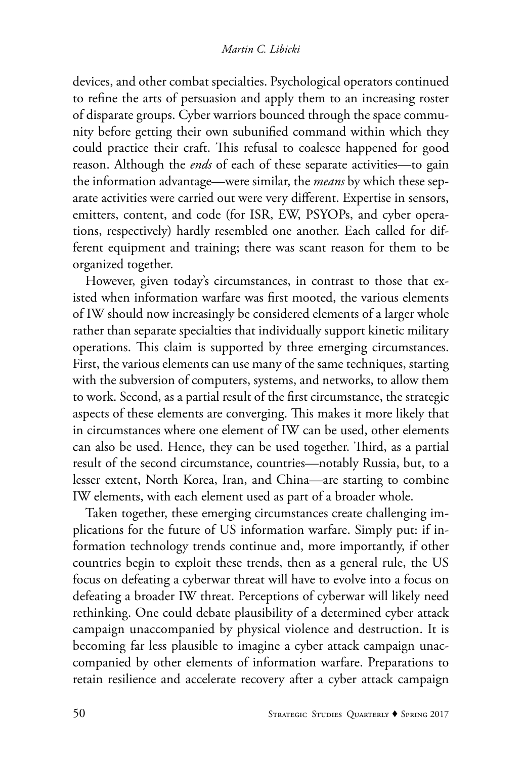devices, and other combat specialties. Psychological operators continued to refine the arts of persuasion and apply them to an increasing roster of disparate groups. Cyber warriors bounced through the space community before getting their own subunified command within which they could practice their craft. This refusal to coalesce happened for good reason. Although the *ends* of each of these separate activities—to gain the information advantage—were similar, the *means* by which these separate activities were carried out were very different. Expertise in sensors, emitters, content, and code (for ISR, EW, PSYOPs, and cyber operations, respectively) hardly resembled one another. Each called for different equipment and training; there was scant reason for them to be organized together.

However, given today's circumstances, in contrast to those that existed when information warfare was first mooted, the various elements of IW should now increasingly be considered elements of a larger whole rather than separate specialties that individually support kinetic military operations. This claim is supported by three emerging circumstances. First, the various elements can use many of the same techniques, starting with the subversion of computers, systems, and networks, to allow them to work. Second, as a partial result of the first circumstance, the strategic aspects of these elements are converging. This makes it more likely that in circumstances where one element of IW can be used, other elements can also be used. Hence, they can be used together. Third, as a partial result of the second circumstance, countries—notably Russia, but, to a lesser extent, North Korea, Iran, and China—are starting to combine IW elements, with each element used as part of a broader whole.

Taken together, these emerging circumstances create challenging implications for the future of US information warfare. Simply put: if information technology trends continue and, more importantly, if other countries begin to exploit these trends, then as a general rule, the US focus on defeating a cyberwar threat will have to evolve into a focus on defeating a broader IW threat. Perceptions of cyberwar will likely need rethinking. One could debate plausibility of a determined cyber attack campaign unaccompanied by physical violence and destruction. It is becoming far less plausible to imagine a cyber attack campaign unaccompanied by other elements of information warfare. Preparations to retain resilience and accelerate recovery after a cyber attack campaign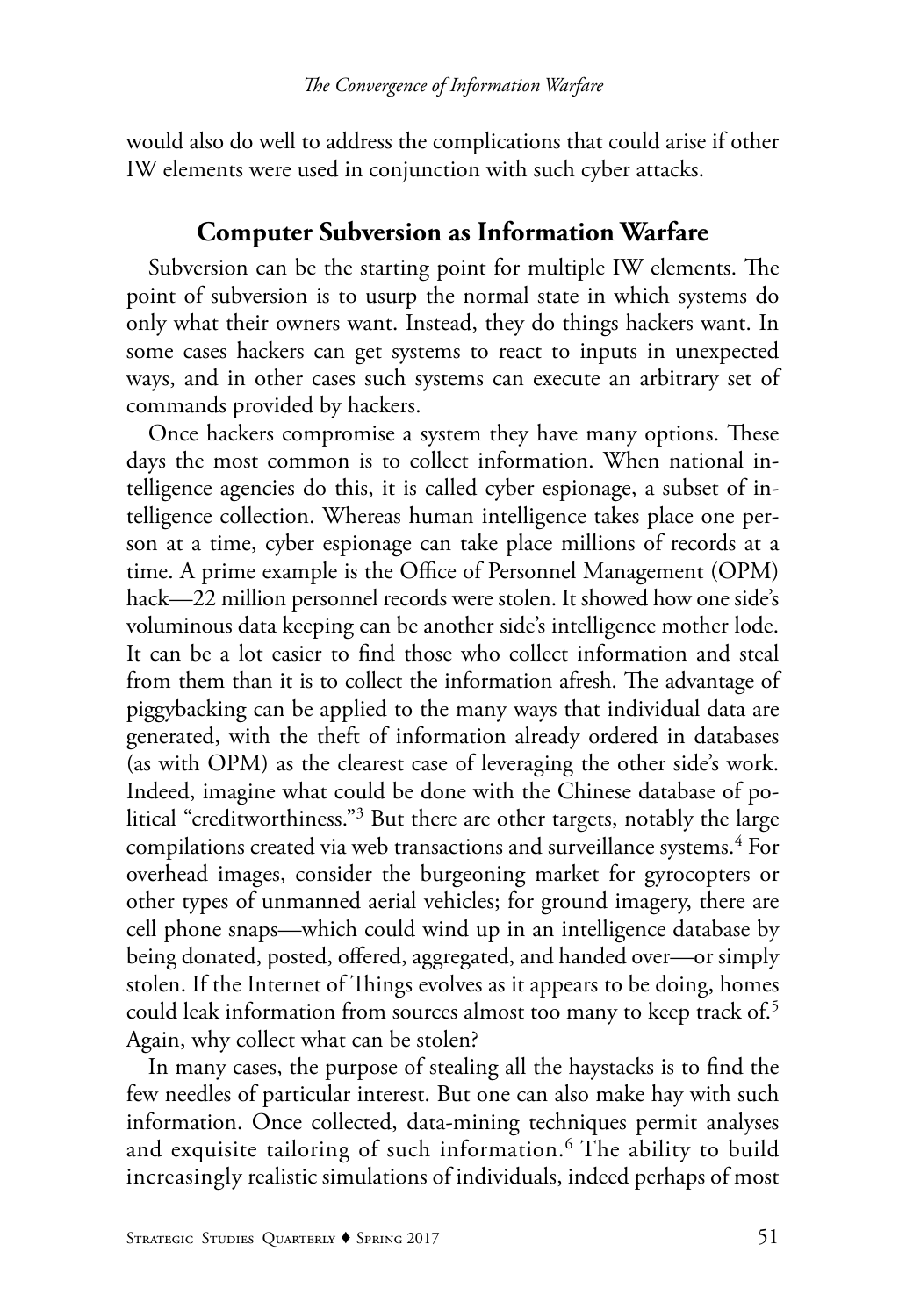would also do well to address the complications that could arise if other IW elements were used in conjunction with such cyber attacks.

## Computer Subversion as Information Warfare

Subversion can be the starting point for multiple IW elements. The point of subversion is to usurp the normal state in which systems do only what their owners want. Instead, they do things hackers want. In some cases hackers can get systems to react to inputs in unexpected ways, and in other cases such systems can execute an arbitrary set of commands provided by hackers.

Once hackers compromise a system they have many options. These days the most common is to collect information. When national intelligence agencies do this, it is called cyber espionage, a subset of intelligence collection. Whereas human intelligence takes place one person at a time, cyber espionage can take place millions of records at a time. A prime example is the Office of Personnel Management (OPM) hack—22 million personnel records were stolen. It showed how one side's voluminous data keeping can be another side's intelligence mother lode. It can be a lot easier to find those who collect information and steal from them than it is to collect the information afresh. The advantage of piggybacking can be applied to the many ways that individual data are generated, with the theft of information already ordered in databases (as with OPM) as the clearest case of leveraging the other side's work. Indeed, imagine what could be done with the Chinese database of political "creditworthiness."[3] But there are other targets, notably the large compilations created via web transactions and surveillance systems.[4] For overhead images, consider the burgeoning market for gyrocopters or other types of unmanned aerial vehicles; for ground imagery, there are cell phone snaps—which could wind up in an intelligence database by being donated, posted, offered, aggregated, and handed over—or simply stolen. If the Internet of Things evolves as it appears to be doing, homes could leak information from sources almost too many to keep track of.[5] Again, why collect what can be stolen?

In many cases, the purpose of stealing all the haystacks is to find the few needles of particular interest. But one can also make hay with such information. Once collected, data-mining techniques permit analyses and exquisite tailoring of such information.[6] The ability to build increasingly realistic simulations of individuals, indeed perhaps of most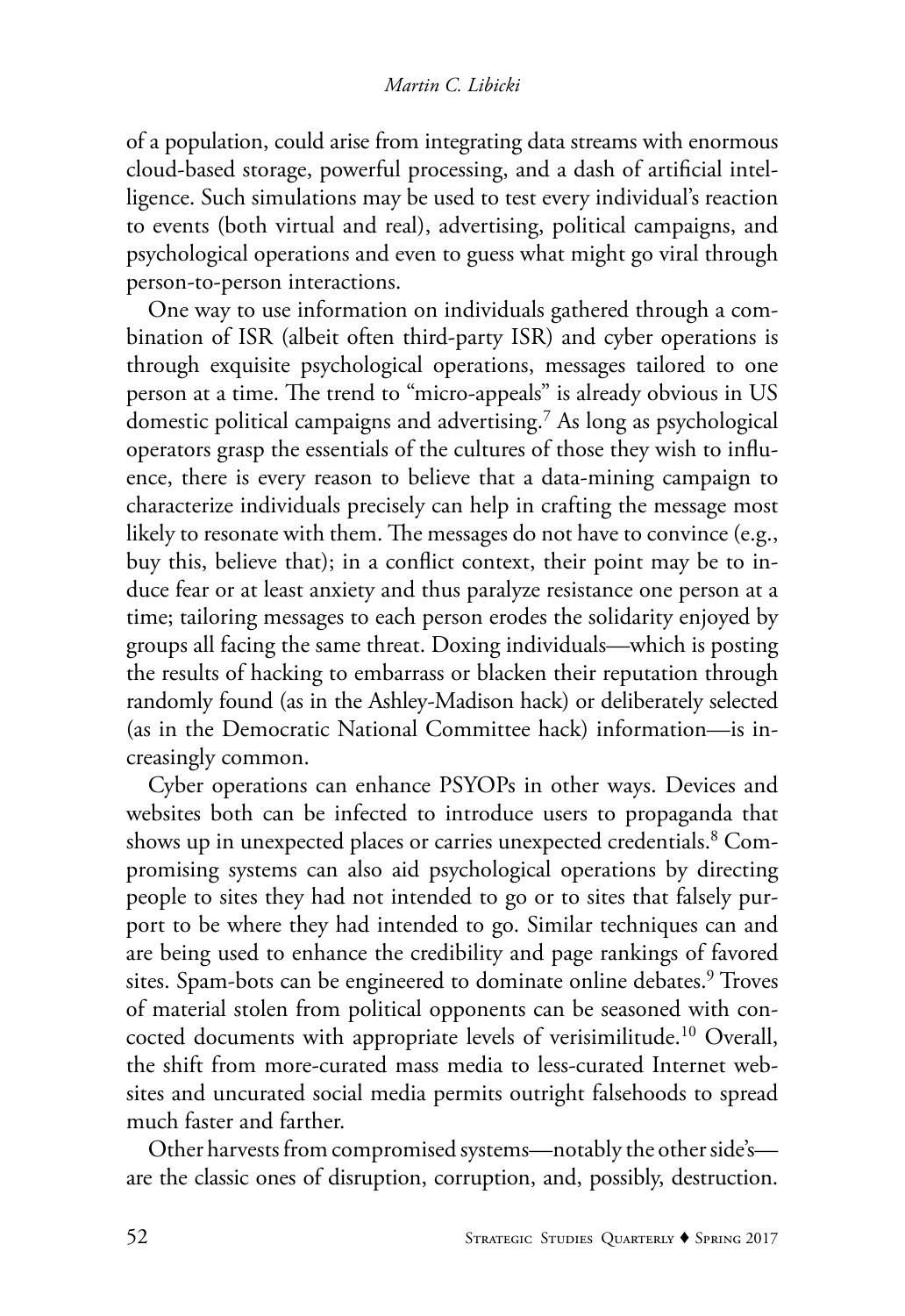of a population, could arise from integrating data streams with enormous cloud-based storage, powerful processing, and a dash of artificial intelligence. Such simulations may be used to test every individual's reaction to events (both virtual and real), advertising, political campaigns, and psychological operations and even to guess what might go viral through person-to-person interactions.

One way to use information on individuals gathered through a combination of ISR (albeit often third-party ISR) and cyber operations is through exquisite psychological operations, messages tailored to one person at a time. The trend to "micro-appeals" is already obvious in US domestic political campaigns and advertising.[7] As long as psychological operators grasp the essentials of the cultures of those they wish to influence, there is every reason to believe that a data-mining campaign to characterize individuals precisely can help in crafting the message most likely to resonate with them. The messages do not have to convince (e.g., buy this, believe that); in a conflict context, their point may be to induce fear or at least anxiety and thus paralyze resistance one person at a time; tailoring messages to each person erodes the solidarity enjoyed by groups all facing the same threat. Doxing individuals—which is posting the results of hacking to embarrass or blacken their reputation through randomly found (as in the Ashley-Madison hack) or deliberately selected (as in the Democratic National Committee hack) information—is increasingly common.

Cyber operations can enhance PSYOPs in other ways. Devices and websites both can be infected to introduce users to propaganda that shows up in unexpected places or carries unexpected credentials.[8] Compromising systems can also aid psychological operations by directing people to sites they had not intended to go or to sites that falsely purport to be where they had intended to go. Similar techniques can and are being used to enhance the credibility and page rankings of favored sites. Spam-bots can be engineered to dominate online debates.[9] Troves of material stolen from political opponents can be seasoned with concocted documents with appropriate levels of verisimilitude.[10] Overall, the shift from more-curated mass media to less-curated Internet websites and uncurated social media permits outright falsehoods to spread much faster and farther.

Other harvests from compromised systems—notably the other side's—are the classic ones of disruption, corruption, and, possibly, destruction.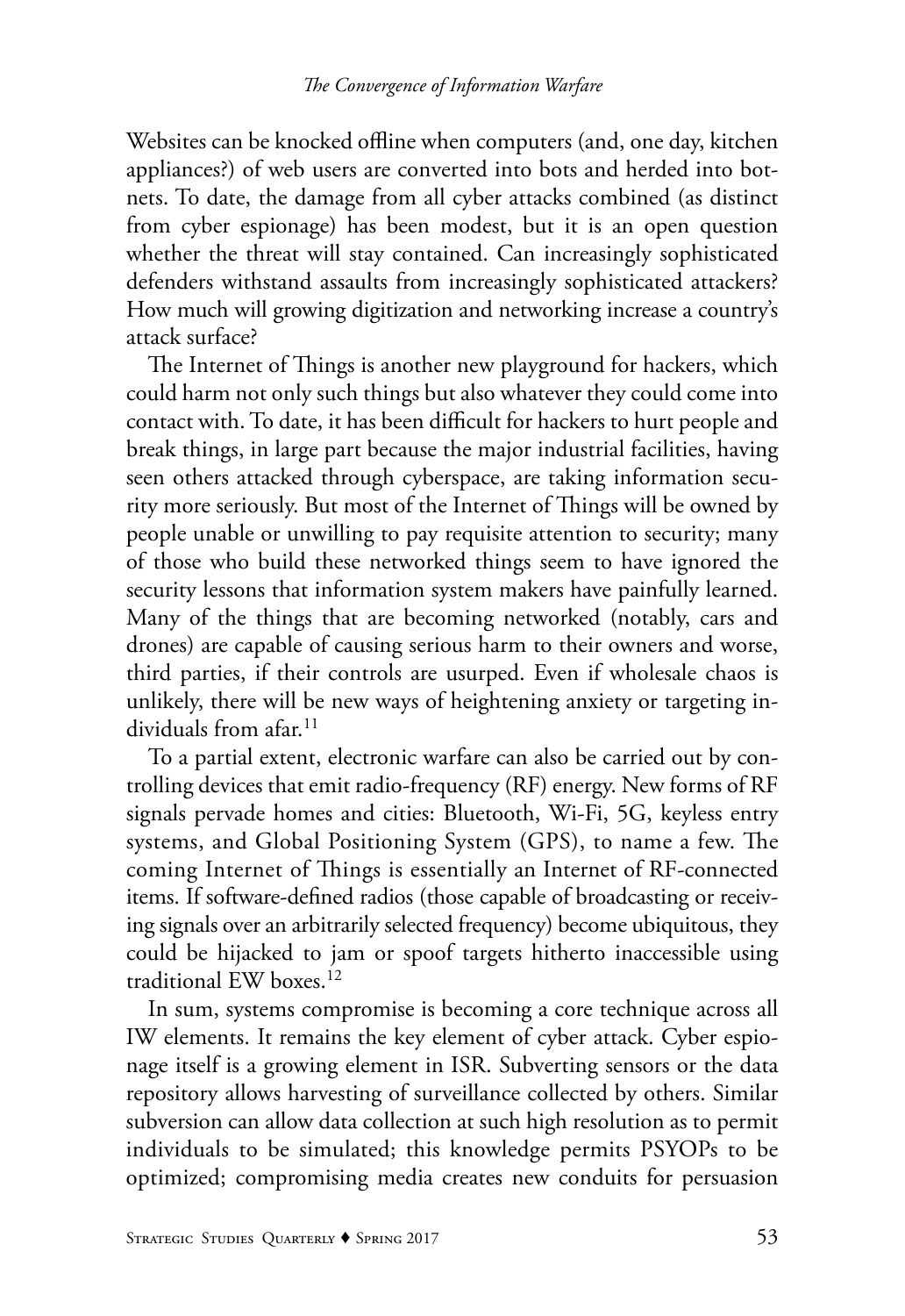Websites can be knocked offline when computers (and, one day, kitchen appliances?) of web users are converted into bots and herded into botnets. To date, the damage from all cyber attacks combined (as distinct from cyber espionage) has been modest, but it is an open question whether the threat will stay contained. Can increasingly sophisticated defenders withstand assaults from increasingly sophisticated attackers? How much will growing digitization and networking increase a country's attack surface?

The Internet of Things is another new playground for hackers, which could harm not only such things but also whatever they could come into contact with. To date, it has been difficult for hackers to hurt people and break things, in large part because the major industrial facilities, having seen others attacked through cyberspace, are taking information security more seriously. But most of the Internet of Things will be owned by people unable or unwilling to pay requisite attention to security; many of those who build these networked things seem to have ignored the security lessons that information system makers have painfully learned. Many of the things that are becoming networked (notably, cars and drones) are capable of causing serious harm to their owners and worse, third parties, if their controls are usurped. Even if wholesale chaos is unlikely, there will be new ways of heightening anxiety or targeting individuals from afar.[11]

To a partial extent, electronic warfare can also be carried out by controlling devices that emit radio-frequency (RF) energy. New forms of RF signals pervade homes and cities: Bluetooth, Wi-Fi, 5G, keyless entry systems, and Global Positioning System (GPS), to name a few. The coming Internet of Things is essentially an Internet of RF-connected items. If software-defined radios (those capable of broadcasting or receiving signals over an arbitrarily selected frequency) become ubiquitous, they could be hijacked to jam or spoof targets hitherto inaccessible using traditional EW boxes.[12]

In sum, systems compromise is becoming a core technique across all IW elements. It remains the key element of cyber attack. Cyber espionage itself is a growing element in ISR. Subverting sensors or the data repository allows harvesting of surveillance collected by others. Similar subversion can allow data collection at such high resolution as to permit individuals to be simulated; this knowledge permits PSYOPs to be optimized; compromising media creates new conduits for persuasion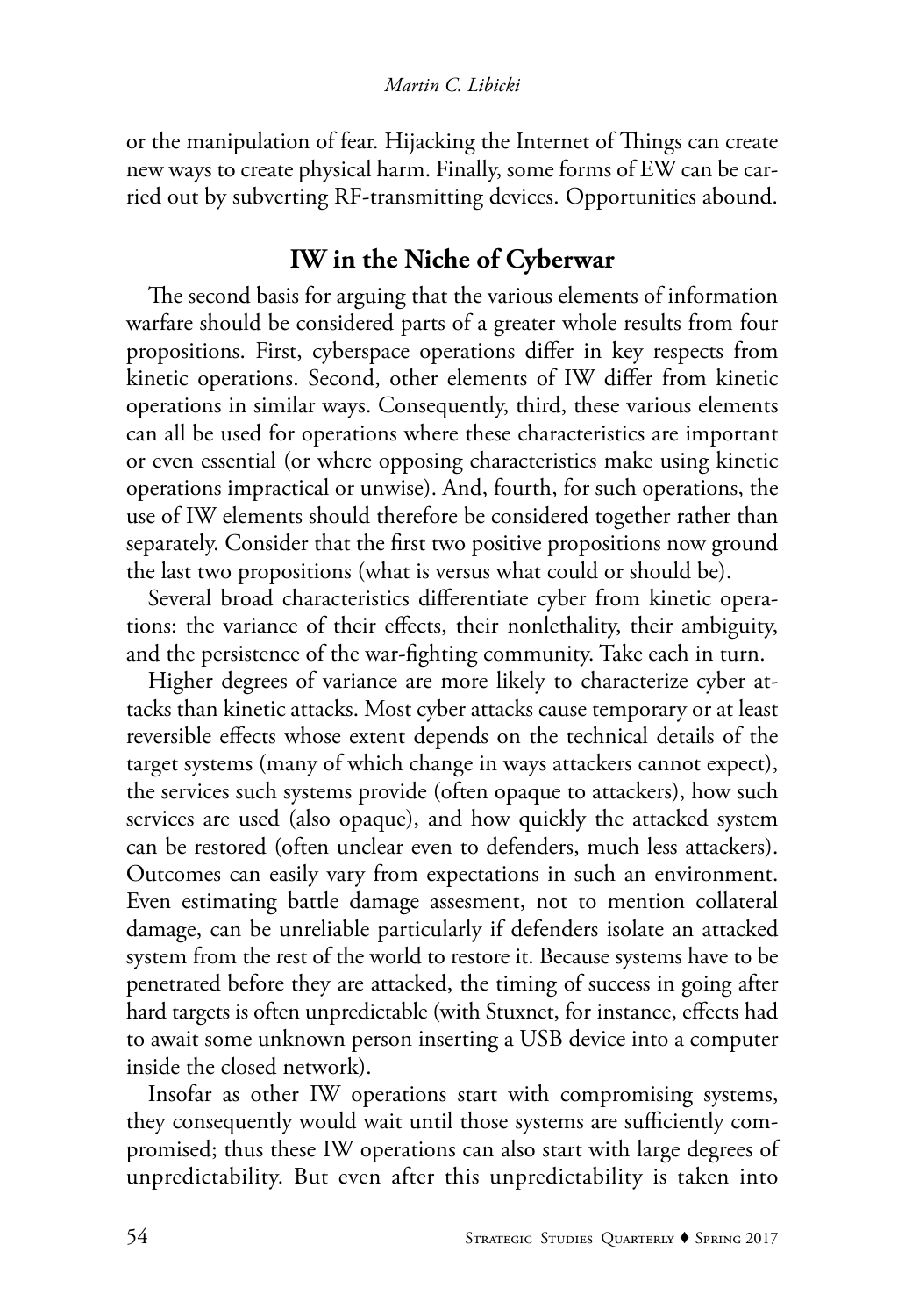or the manipulation of fear. Hijacking the Internet of Things can create new ways to create physical harm. Finally, some forms of EW can be carried out by subverting RF-transmitting devices. Opportunities abound.

## IW in the Niche of Cyberwar

The second basis for arguing that the various elements of information warfare should be considered parts of a greater whole results from four propositions. First, cyberspace operations differ in key respects from kinetic operations. Second, other elements of IW differ from kinetic operations in similar ways. Consequently, third, these various elements can all be used for operations where these characteristics are important or even essential (or where opposing characteristics make using kinetic operations impractical or unwise). And, fourth, for such operations, the use of IW elements should therefore be considered together rather than separately. Consider that the first two positive propositions now ground the last two propositions (what is versus what could or should be).

Several broad characteristics differentiate cyber from kinetic operations: the variance of their effects, their nonlethality, their ambiguity, and the persistence of the war-fighting community. Take each in turn.

Higher degrees of variance are more likely to characterize cyber attacks than kinetic attacks. Most cyber attacks cause temporary or at least reversible effects whose extent depends on the technical details of the target systems (many of which change in ways attackers cannot expect), the services such systems provide (often opaque to attackers), how such services are used (also opaque), and how quickly the attacked system can be restored (often unclear even to defenders, much less attackers). Outcomes can easily vary from expectations in such an environment. Even estimating battle damage assesment, not to mention collateral damage, can be unreliable particularly if defenders isolate an attacked system from the rest of the world to restore it. Because systems have to be penetrated before they are attacked, the timing of success in going after hard targets is often unpredictable (with Stuxnet, for instance, effects had to await some unknown person inserting a USB device into a computer inside the closed network).

Insofar as other IW operations start with compromising systems, they consequently would wait until those systems are sufficiently compromised; thus these IW operations can also start with large degrees of unpredictability. But even after this unpredictability is taken into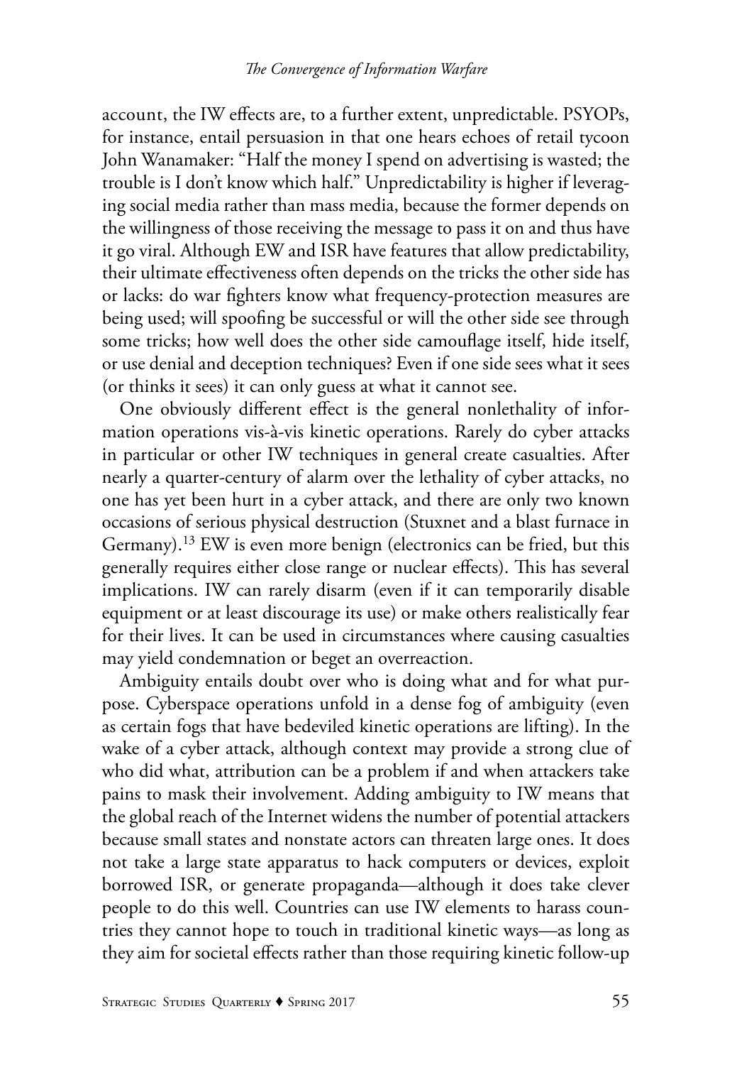account, the IW effects are, to a further extent, unpredictable. PSYOPs, for instance, entail persuasion in that one hears echoes of retail tycoon John Wanamaker: "Half the money I spend on advertising is wasted; the trouble is I don't know which half." Unpredictability is higher if leveraging social media rather than mass media, because the former depends on the willingness of those receiving the message to pass it on and thus have it go viral. Although EW and ISR have features that allow predictability, their ultimate effectiveness often depends on the tricks the other side has or lacks: do war fighters know what frequency-protection measures are being used; will spoofing be successful or will the other side see through some tricks; how well does the other side camouflage itself, hide itself, or use denial and deception techniques? Even if one side sees what it sees (or thinks it sees) it can only guess at what it cannot see.

One obviously different effect is the general nonlethality of information operations vis-à-vis kinetic operations. Rarely do cyber attacks in particular or other IW techniques in general create casualties. After nearly a quarter-century of alarm over the lethality of cyber attacks, no one has yet been hurt in a cyber attack, and there are only two known occasions of serious physical destruction (Stuxnet and a blast furnace in Germany).[13] EW is even more benign (electronics can be fried, but this generally requires either close range or nuclear effects). This has several implications. IW can rarely disarm (even if it can temporarily disable equipment or at least discourage its use) or make others realistically fear for their lives. It can be used in circumstances where causing casualties may yield condemnation or beget an overreaction.

Ambiguity entails doubt over who is doing what and for what purpose. Cyberspace operations unfold in a dense fog of ambiguity (even as certain fogs that have bedeviled kinetic operations are lifting). In the wake of a cyber attack, although context may provide a strong clue of who did what, attribution can be a problem if and when attackers take pains to mask their involvement. Adding ambiguity to IW means that the global reach of the Internet widens the number of potential attackers because small states and nonstate actors can threaten large ones. It does not take a large state apparatus to hack computers or devices, exploit borrowed ISR, or generate propaganda—although it does take clever people to do this well. Countries can use IW elements to harass countries they cannot hope to touch in traditional kinetic ways—as long as they aim for societal effects rather than those requiring kinetic follow-up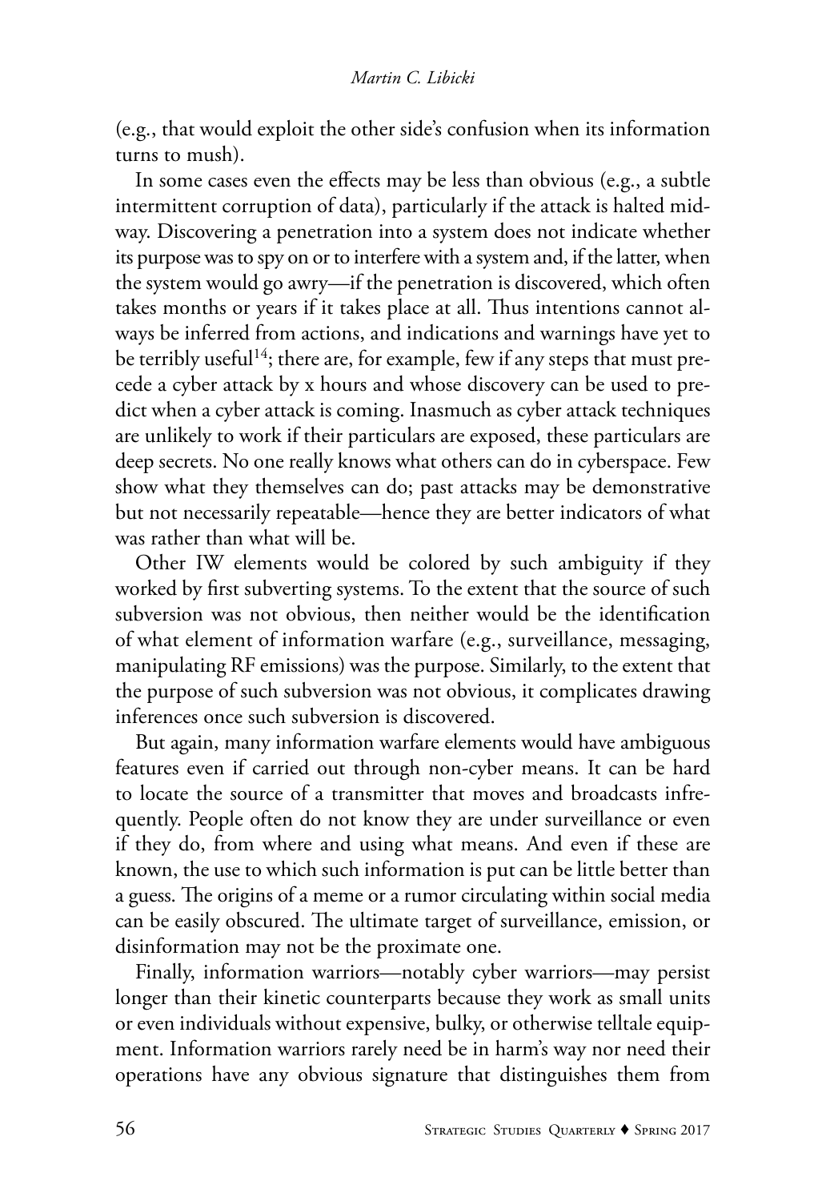(e.g., that would exploit the other side's confusion when its information turns to mush).

In some cases even the effects may be less than obvious (e.g., a subtle intermittent corruption of data), particularly if the attack is halted midway. Discovering a penetration into a system does not indicate whether its purpose was to spy on or to interfere with a system and, if the latter, when the system would go awry—if the penetration is discovered, which often takes months or years if it takes place at all. Thus intentions cannot always be inferred from actions, and indications and warnings have yet to be terribly useful[14]; there are, for example, few if any steps that must precede a cyber attack by x hours and whose discovery can be used to predict when a cyber attack is coming. Inasmuch as cyber attack techniques are unlikely to work if their particulars are exposed, these particulars are deep secrets. No one really knows what others can do in cyberspace. Few show what they themselves can do; past attacks may be demonstrative but not necessarily repeatable—hence they are better indicators of what was rather than what will be.

Other IW elements would be colored by such ambiguity if they worked by first subverting systems. To the extent that the source of such subversion was not obvious, then neither would be the identification of what element of information warfare (e.g., surveillance, messaging, manipulating RF emissions) was the purpose. Similarly, to the extent that the purpose of such subversion was not obvious, it complicates drawing inferences once such subversion is discovered.

But again, many information warfare elements would have ambiguous features even if carried out through non-cyber means. It can be hard to locate the source of a transmitter that moves and broadcasts infrequently. People often do not know they are under surveillance or even if they do, from where and using what means. And even if these are known, the use to which such information is put can be little better than a guess. The origins of a meme or a rumor circulating within social media can be easily obscured. The ultimate target of surveillance, emission, or disinformation may not be the proximate one.

Finally, information warriors—notably cyber warriors—may persist longer than their kinetic counterparts because they work as small units or even individuals without expensive, bulky, or otherwise telltale equipment. Information warriors rarely need be in harm's way nor need their operations have any obvious signature that distinguishes them from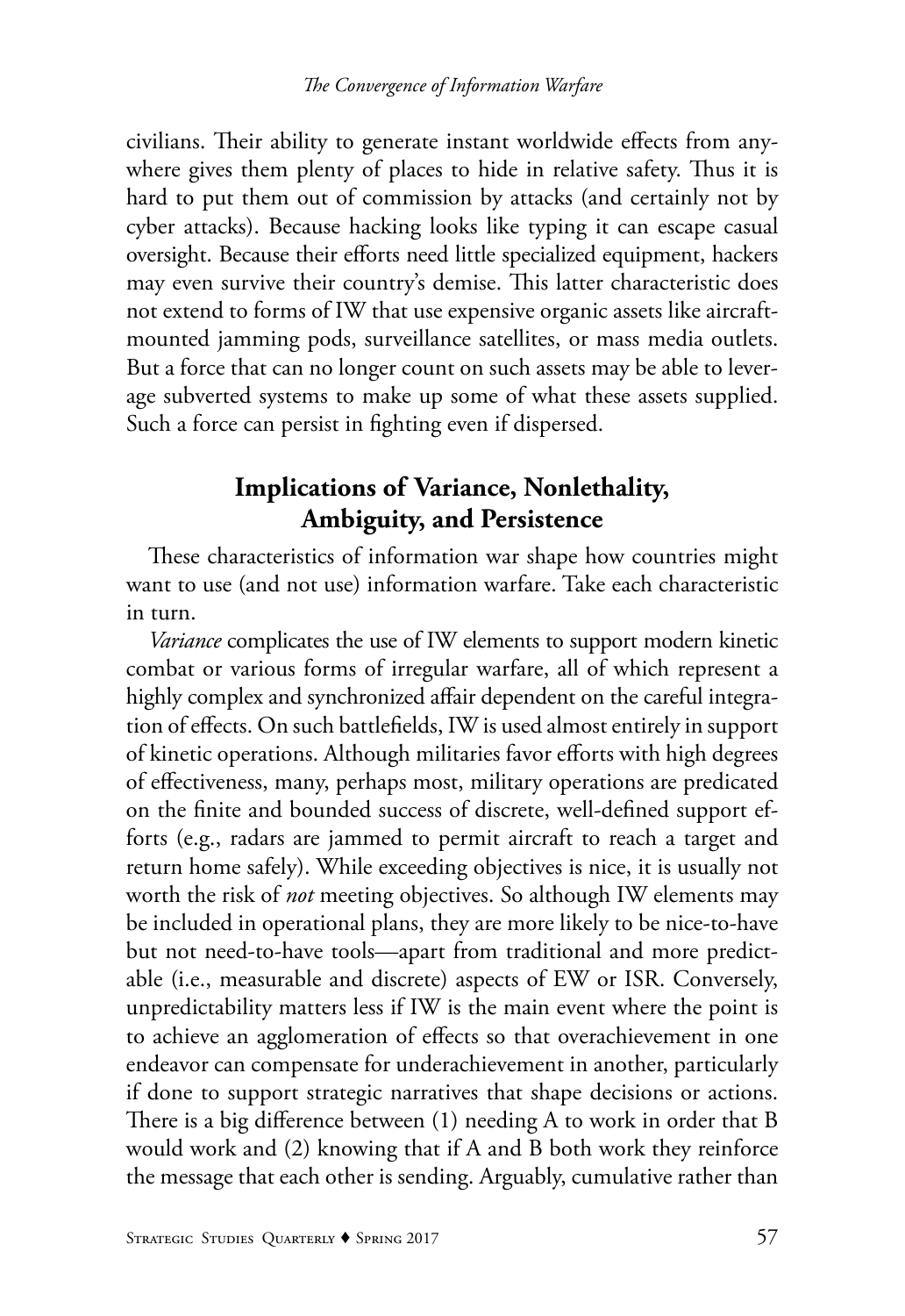civilians. Their ability to generate instant worldwide effects from anywhere gives them plenty of places to hide in relative safety. Thus it is hard to put them out of commission by attacks (and certainly not by cyber attacks). Because hacking looks like typing it can escape casual oversight. Because their efforts need little specialized equipment, hackers may even survive their country's demise. This latter characteristic does not extend to forms of IW that use expensive organic assets like aircraft-mounted jamming pods, surveillance satellites, or mass media outlets. But a force that can no longer count on such assets may be able to leverage subverted systems to make up some of what these assets supplied. Such a force can persist in fighting even if dispersed.

## Implications of Variance, Nonlethality, Ambiguity, and Persistence

These characteristics of information war shape how countries might want to use (and not use) information warfare. Take each characteristic in turn.

*Variance* complicates the use of IW elements to support modern kinetic combat or various forms of irregular warfare, all of which represent a highly complex and synchronized affair dependent on the careful integration of effects. On such battlefields, IW is used almost entirely in support of kinetic operations. Although militaries favor efforts with high degrees of effectiveness, many, perhaps most, military operations are predicated on the finite and bounded success of discrete, well-defined support efforts (e.g., radars are jammed to permit aircraft to reach a target and return home safely). While exceeding objectives is nice, it is usually not worth the risk of *not* meeting objectives. So although IW elements may be included in operational plans, they are more likely to be nice-to-have but not need-to-have tools—apart from traditional and more predictable (i.e., measurable and discrete) aspects of EW or ISR. Conversely, unpredictability matters less if IW is the main event where the point is to achieve an agglomeration of effects so that overachievement in one endeavor can compensate for underachievement in another, particularly if done to support strategic narratives that shape decisions or actions. There is a big difference between (1) needing A to work in order that B would work and (2) knowing that if A and B both work they reinforce the message that each other is sending. Arguably, cumulative rather than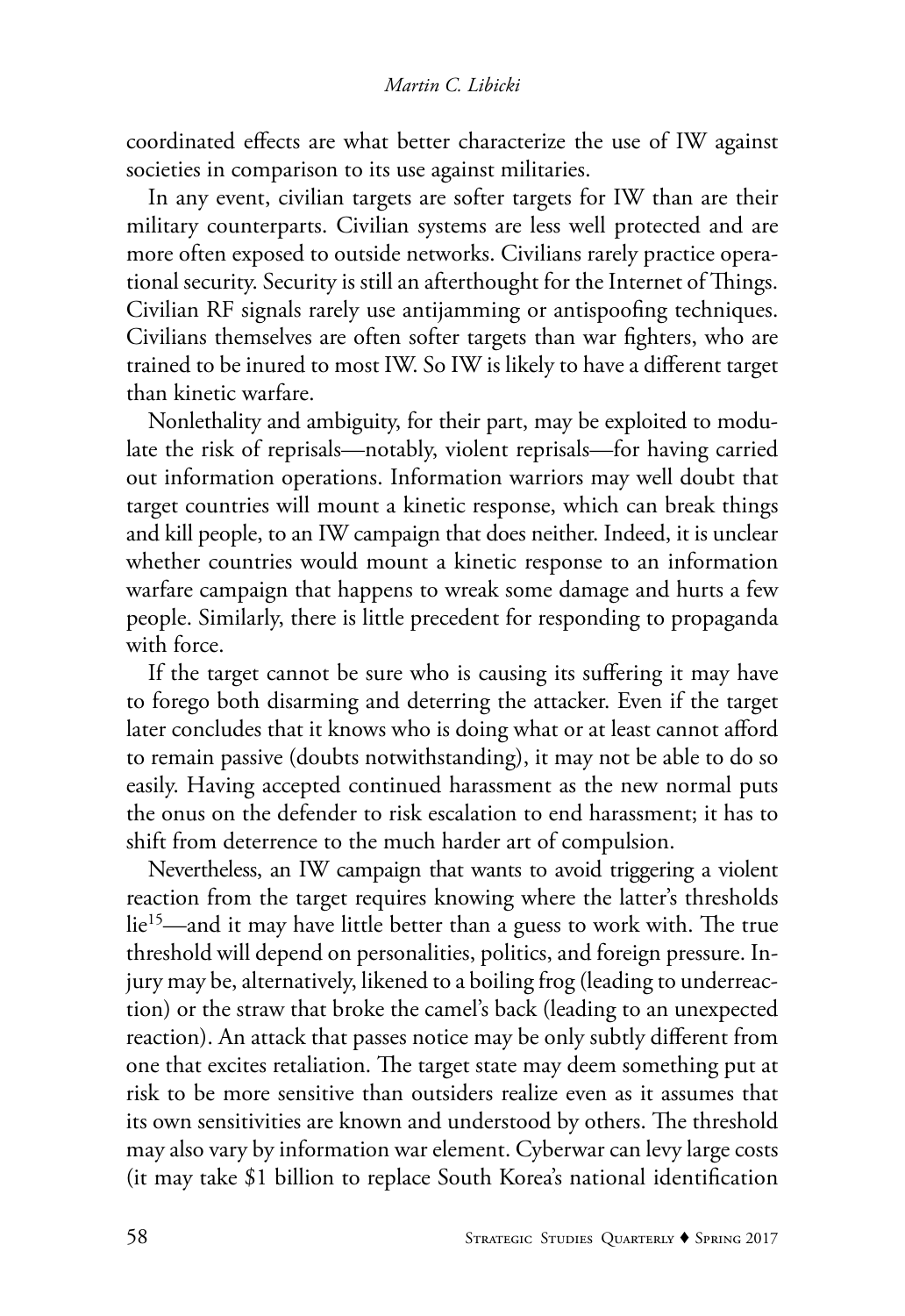coordinated effects are what better characterize the use of IW against societies in comparison to its use against militaries.

In any event, civilian targets are softer targets for IW than are their military counterparts. Civilian systems are less well protected and are more often exposed to outside networks. Civilians rarely practice operational security. Security is still an afterthought for the Internet of Things. Civilian RF signals rarely use antijamming or antispoofing techniques. Civilians themselves are often softer targets than war fighters, who are trained to be inured to most IW. So IW is likely to have a different target than kinetic warfare.

Nonlethality and ambiguity, for their part, may be exploited to modulate the risk of reprisals—notably, violent reprisals—for having carried out information operations. Information warriors may well doubt that target countries will mount a kinetic response, which can break things and kill people, to an IW campaign that does neither. Indeed, it is unclear whether countries would mount a kinetic response to an information warfare campaign that happens to wreak some damage and hurts a few people. Similarly, there is little precedent for responding to propaganda with force.

If the target cannot be sure who is causing its suffering it may have to forego both disarming and deterring the attacker. Even if the target later concludes that it knows who is doing what or at least cannot afford to remain passive (doubts notwithstanding), it may not be able to do so easily. Having accepted continued harassment as the new normal puts the onus on the defender to risk escalation to end harassment; it has to shift from deterrence to the much harder art of compulsion.

Nevertheless, an IW campaign that wants to avoid triggering a violent reaction from the target requires knowing where the latter's thresholds lie[15]—and it may have little better than a guess to work with. The true threshold will depend on personalities, politics, and foreign pressure. Injury may be, alternatively, likened to a boiling frog (leading to underreaction) or the straw that broke the camel's back (leading to an unexpected reaction). An attack that passes notice may be only subtly different from one that excites retaliation. The target state may deem something put at risk to be more sensitive than outsiders realize even as it assumes that its own sensitivities are known and understood by others. The threshold may also vary by information war element. Cyberwar can levy large costs (it may take $1 billion to replace South Korea's national identification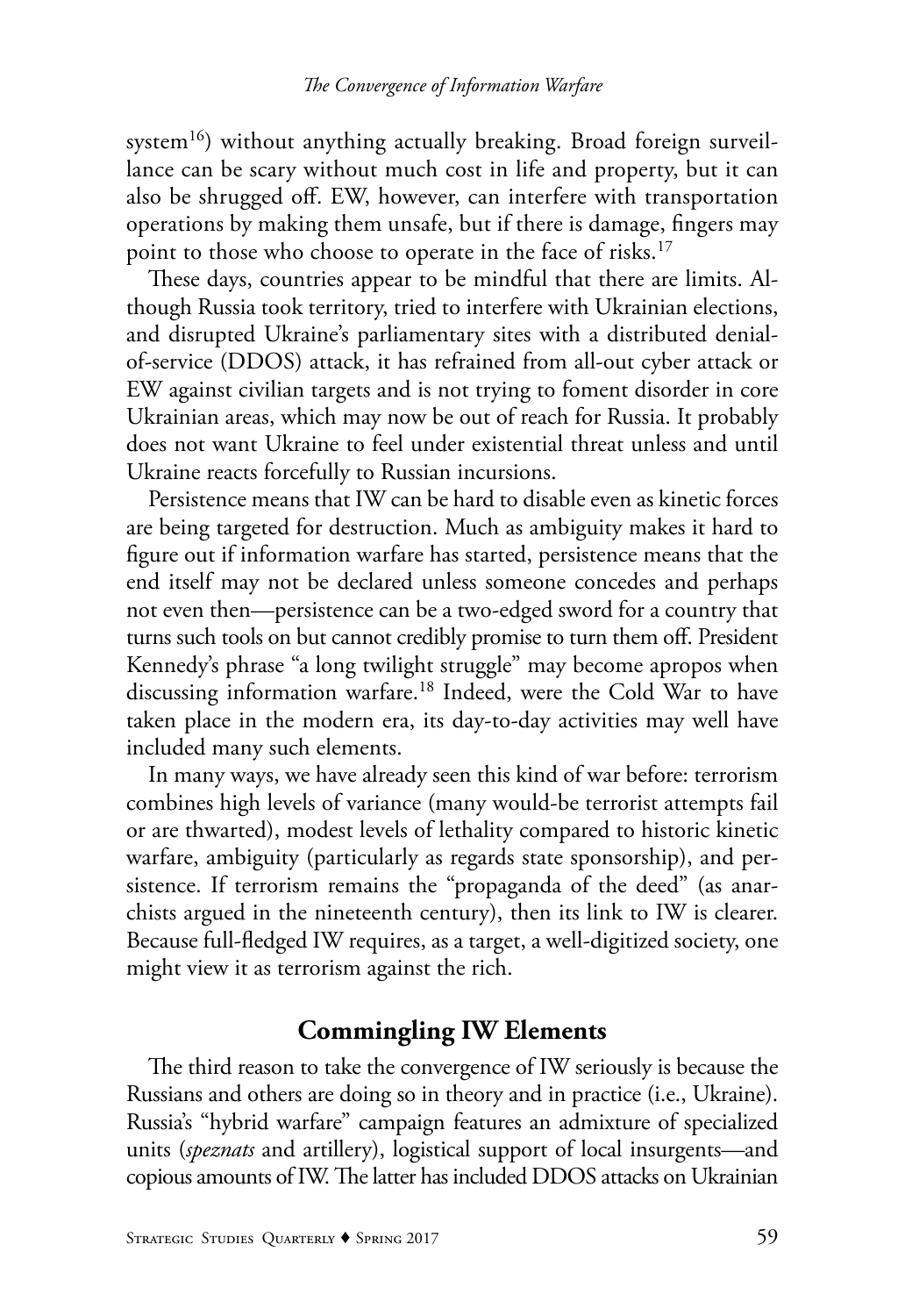system[16]) without anything actually breaking. Broad foreign surveillance can be scary without much cost in life and property, but it can also be shrugged off. EW, however, can interfere with transportation operations by making them unsafe, but if there is damage, fingers may point to those who choose to operate in the face of risks.[17]

These days, countries appear to be mindful that there are limits. Although Russia took territory, tried to interfere with Ukrainian elections, and disrupted Ukraine's parliamentary sites with a distributed denial-of-service (DDOS) attack, it has refrained from all-out cyber attack or EW against civilian targets and is not trying to foment disorder in core Ukrainian areas, which may now be out of reach for Russia. It probably does not want Ukraine to feel under existential threat unless and until Ukraine reacts forcefully to Russian incursions.

Persistence means that IW can be hard to disable even as kinetic forces are being targeted for destruction. Much as ambiguity makes it hard to figure out if information warfare has started, persistence means that the end itself may not be declared unless someone concedes and perhaps not even then—persistence can be a two-edged sword for a country that turns such tools on but cannot credibly promise to turn them off. President Kennedy's phrase "a long twilight struggle" may become apropos when discussing information warfare.[18] Indeed, were the Cold War to have taken place in the modern era, its day-to-day activities may well have included many such elements.

In many ways, we have already seen this kind of war before: terrorism combines high levels of variance (many would-be terrorist attempts fail or are thwarted), modest levels of lethality compared to historic kinetic warfare, ambiguity (particularly as regards state sponsorship), and persistence. If terrorism remains the "propaganda of the deed" (as anarchists argued in the nineteenth century), then its link to IW is clearer. Because full-fledged IW requires, as a target, a well-digitized society, one might view it as terrorism against the rich.

## Commingling IW Elements

The third reason to take the convergence of IW seriously is because the Russians and others are doing so in theory and in practice (i.e., Ukraine). Russia's "hybrid warfare" campaign features an admixture of specialized units (*speznats* and artillery), logistical support of local insurgents—and copious amounts of IW. The latter has included DDOS attacks on Ukrainian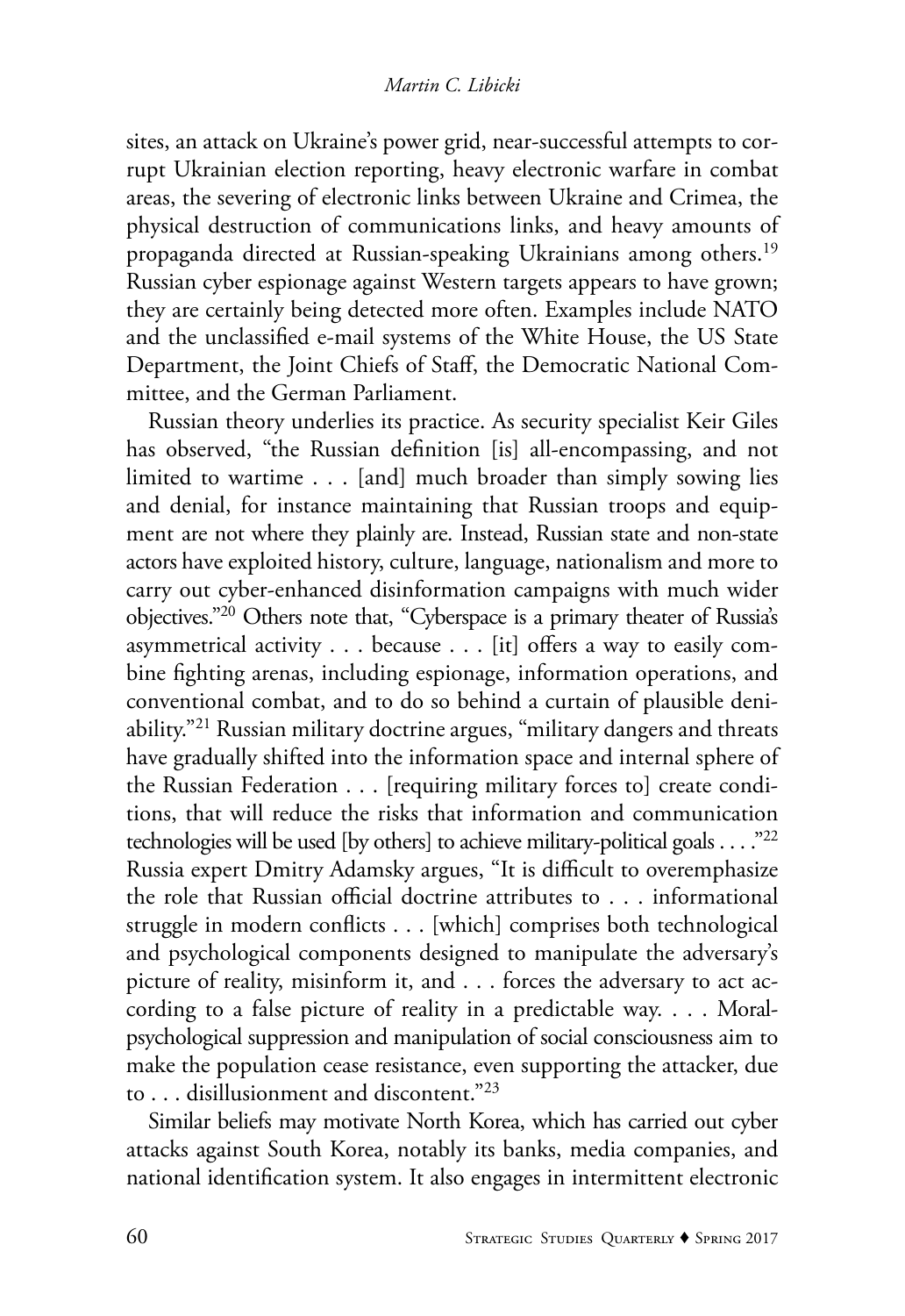sites, an attack on Ukraine's power grid, near-successful attempts to corrupt Ukrainian election reporting, heavy electronic warfare in combat areas, the severing of electronic links between Ukraine and Crimea, the physical destruction of communications links, and heavy amounts of propaganda directed at Russian-speaking Ukrainians among others.[19] Russian cyber espionage against Western targets appears to have grown; they are certainly being detected more often. Examples include NATO and the unclassified e-mail systems of the White House, the US State Department, the Joint Chiefs of Staff, the Democratic National Committee, and the German Parliament.

Russian theory underlies its practice. As security specialist Keir Giles has observed, "the Russian definition [is] all-encompassing, and not limited to wartime . . . [and] much broader than simply sowing lies and denial, for instance maintaining that Russian troops and equipment are not where they plainly are. Instead, Russian state and non-state actors have exploited history, culture, language, nationalism and more to carry out cyber-enhanced disinformation campaigns with much wider objectives."[20] Others note that, "Cyberspace is a primary theater of Russia's asymmetrical activity . . . because . . . [it] offers a way to easily combine fighting arenas, including espionage, information operations, and conventional combat, and to do so behind a curtain of plausible deniability."[21] Russian military doctrine argues, "military dangers and threats have gradually shifted into the information space and internal sphere of the Russian Federation . . . [requiring military forces to] create conditions, that will reduce the risks that information and communication technologies will be used [by others] to achieve military-political goals . . . ."[22] Russia expert Dmitry Adamsky argues, "It is difficult to overemphasize the role that Russian official doctrine attributes to . . . informational struggle in modern conflicts . . . [which] comprises both technological and psychological components designed to manipulate the adversary's picture of reality, misinform it, and . . . forces the adversary to act according to a false picture of reality in a predictable way. . . . Moral-psychological suppression and manipulation of social consciousness aim to make the population cease resistance, even supporting the attacker, due to . . . disillusionment and discontent."[23]

Similar beliefs may motivate North Korea, which has carried out cyber attacks against South Korea, notably its banks, media companies, and national identification system. It also engages in intermittent electronic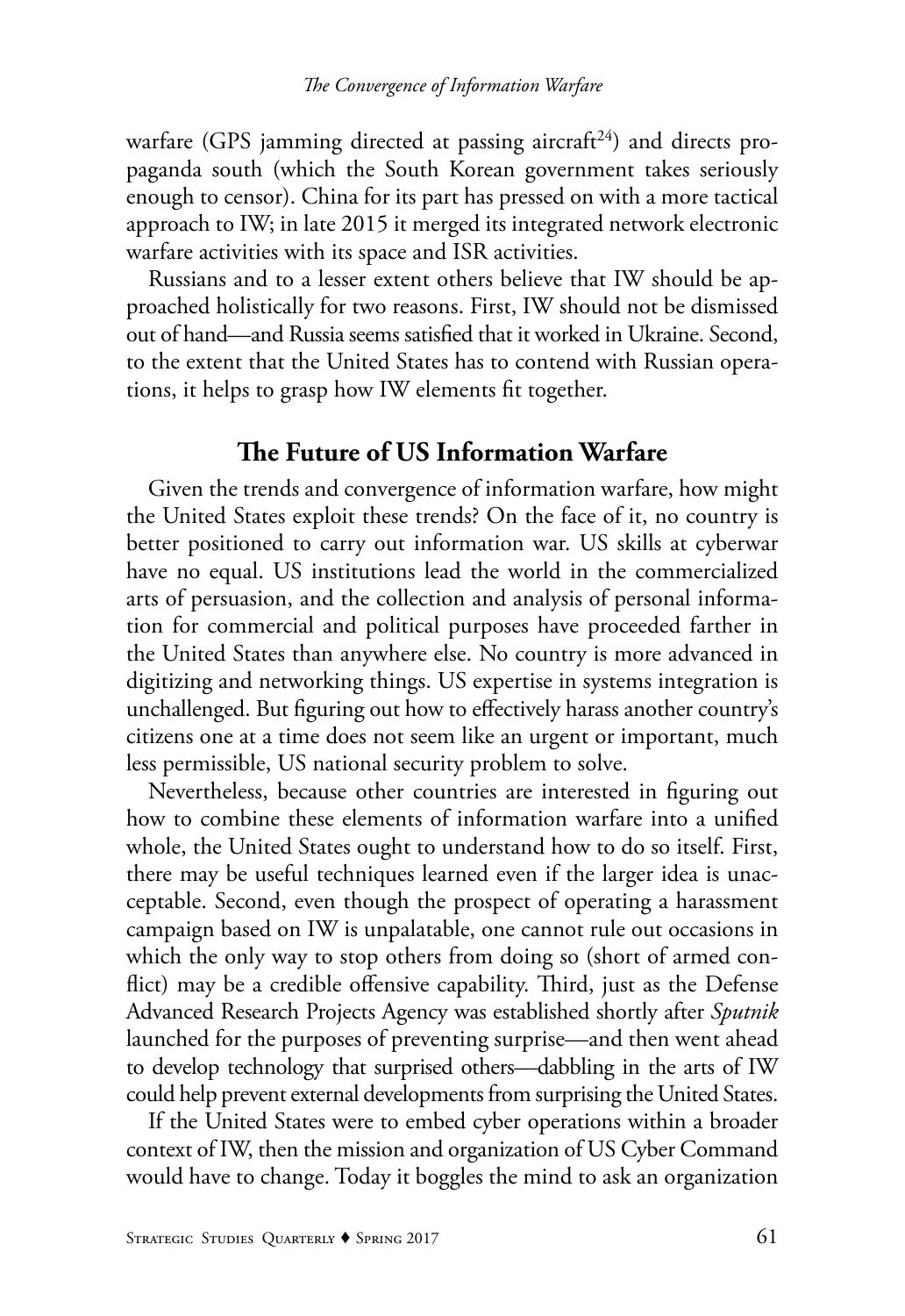warfare (GPS jamming directed at passing aircraft[24]) and directs propaganda south (which the South Korean government takes seriously enough to censor). China for its part has pressed on with a more tactical approach to IW; in late 2015 it merged its integrated network electronic warfare activities with its space and ISR activities.

Russians and to a lesser extent others believe that IW should be approached holistically for two reasons. First, IW should not be dismissed out of hand—and Russia seems satisfied that it worked in Ukraine. Second, to the extent that the United States has to contend with Russian operations, it helps to grasp how IW elements fit together.

## The Future of US Information Warfare

Given the trends and convergence of information warfare, how might the United States exploit these trends? On the face of it, no country is better positioned to carry out information war. US skills at cyberwar have no equal. US institutions lead the world in the commercialized arts of persuasion, and the collection and analysis of personal information for commercial and political purposes have proceeded farther in the United States than anywhere else. No country is more advanced in digitizing and networking things. US expertise in systems integration is unchallenged. But figuring out how to effectively harass another country's citizens one at a time does not seem like an urgent or important, much less permissible, US national security problem to solve.

Nevertheless, because other countries are interested in figuring out how to combine these elements of information warfare into a unified whole, the United States ought to understand how to do so itself. First, there may be useful techniques learned even if the larger idea is unacceptable. Second, even though the prospect of operating a harassment campaign based on IW is unpalatable, one cannot rule out occasions in which the only way to stop others from doing so (short of armed conflict) may be a credible offensive capability. Third, just as the Defense Advanced Research Projects Agency was established shortly after *Sputnik* launched for the purposes of preventing surprise—and then went ahead to develop technology that surprised others—dabbling in the arts of IW could help prevent external developments from surprising the United States.

If the United States were to embed cyber operations within a broader context of IW, then the mission and organization of US Cyber Command would have to change. Today it boggles the mind to ask an organization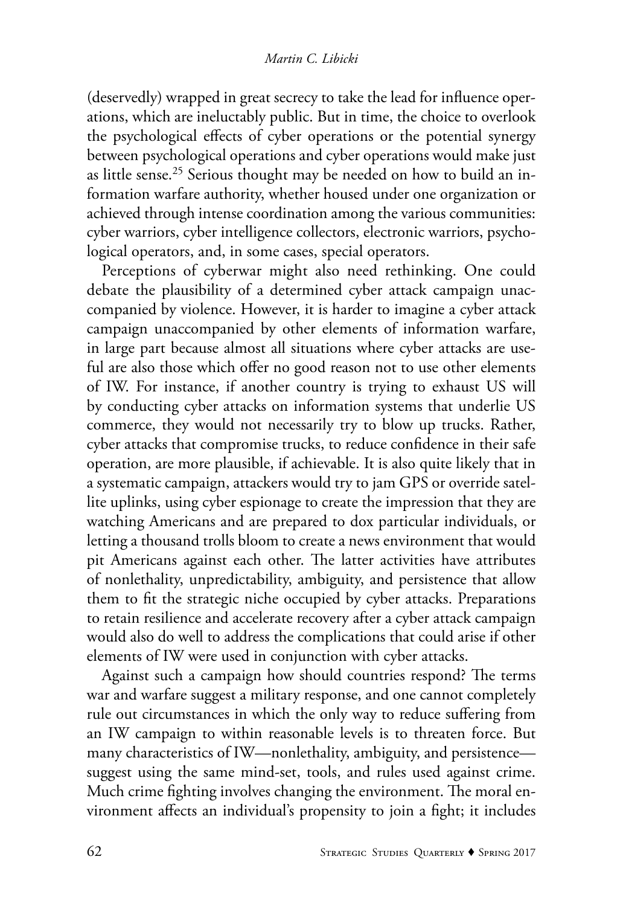(deservedly) wrapped in great secrecy to take the lead for influence operations, which are ineluctably public. But in time, the choice to overlook the psychological effects of cyber operations or the potential synergy between psychological operations and cyber operations would make just as little sense.[25] Serious thought may be needed on how to build an information warfare authority, whether housed under one organization or achieved through intense coordination among the various communities: cyber warriors, cyber intelligence collectors, electronic warriors, psychological operators, and, in some cases, special operators.

Perceptions of cyberwar might also need rethinking. One could debate the plausibility of a determined cyber attack campaign unaccompanied by violence. However, it is harder to imagine a cyber attack campaign unaccompanied by other elements of information warfare, in large part because almost all situations where cyber attacks are useful are also those which offer no good reason not to use other elements of IW. For instance, if another country is trying to exhaust US will by conducting cyber attacks on information systems that underlie US commerce, they would not necessarily try to blow up trucks. Rather, cyber attacks that compromise trucks, to reduce confidence in their safe operation, are more plausible, if achievable. It is also quite likely that in a systematic campaign, attackers would try to jam GPS or override satellite uplinks, using cyber espionage to create the impression that they are watching Americans and are prepared to dox particular individuals, or letting a thousand trolls bloom to create a news environment that would pit Americans against each other. The latter activities have attributes of nonlethality, unpredictability, ambiguity, and persistence that allow them to fit the strategic niche occupied by cyber attacks. Preparations to retain resilience and accelerate recovery after a cyber attack campaign would also do well to address the complications that could arise if other elements of IW were used in conjunction with cyber attacks.

Against such a campaign how should countries respond? The terms war and warfare suggest a military response, and one cannot completely rule out circumstances in which the only way to reduce suffering from an IW campaign to within reasonable levels is to threaten force. But many characteristics of IW—nonlethality, ambiguity, and persistence—suggest using the same mind-set, tools, and rules used against crime. Much crime fighting involves changing the environment. The moral environment affects an individual's propensity to join a fight; it includes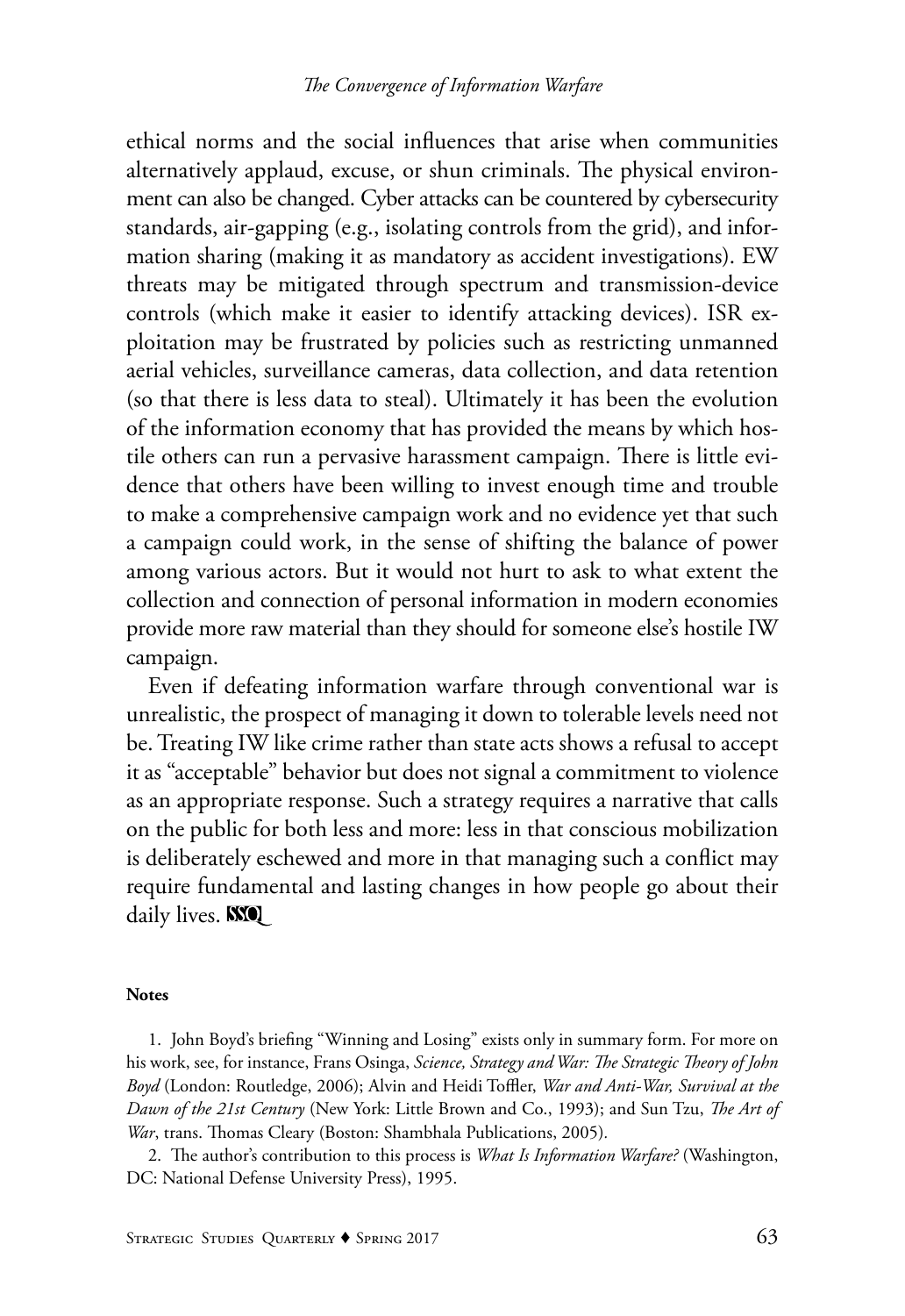ethical norms and the social influences that arise when communities alternatively applaud, excuse, or shun criminals. The physical environment can also be changed. Cyber attacks can be countered by cybersecurity standards, air-gapping (e.g., isolating controls from the grid), and information sharing (making it as mandatory as accident investigations). EW threats may be mitigated through spectrum and transmission-device controls (which make it easier to identify attacking devices). ISR exploitation may be frustrated by policies such as restricting unmanned aerial vehicles, surveillance cameras, data collection, and data retention (so that there is less data to steal). Ultimately it has been the evolution of the information economy that has provided the means by which hostile others can run a pervasive harassment campaign. There is little evidence that others have been willing to invest enough time and trouble to make a comprehensive campaign work and no evidence yet that such a campaign could work, in the sense of shifting the balance of power among various actors. But it would not hurt to ask to what extent the collection and connection of personal information in modern economies provide more raw material than they should for someone else's hostile IW campaign.

Even if defeating information warfare through conventional war is unrealistic, the prospect of managing it down to tolerable levels need not be. Treating IW like crime rather than state acts shows a refusal to accept it as "acceptable" behavior but does not signal a commitment to violence as an appropriate response. Such a strategy requires a narrative that calls on the public for both less and more: less in that conscious mobilization is deliberately eschewed and more in that managing such a conflict may require fundamental and lasting changes in how people go about their daily lives. SSQ

**Notes**

1. John Boyd's briefing "Winning and Losing" exists only in summary form. For more on his work, see, for instance, Frans Osinga, *Science, Strategy and War: The Strategic Theory of John Boyd* (London: Routledge, 2006); Alvin and Heidi Toffler, *War and Anti-War, Survival at the Dawn of the 21st Century* (New York: Little Brown and Co., 1993); and Sun Tzu, *The Art of War*, trans. Thomas Cleary (Boston: Shambhala Publications, 2005).

2. The author's contribution to this process is *What Is Information Warfare?* (Washington, DC: National Defense University Press), 1995.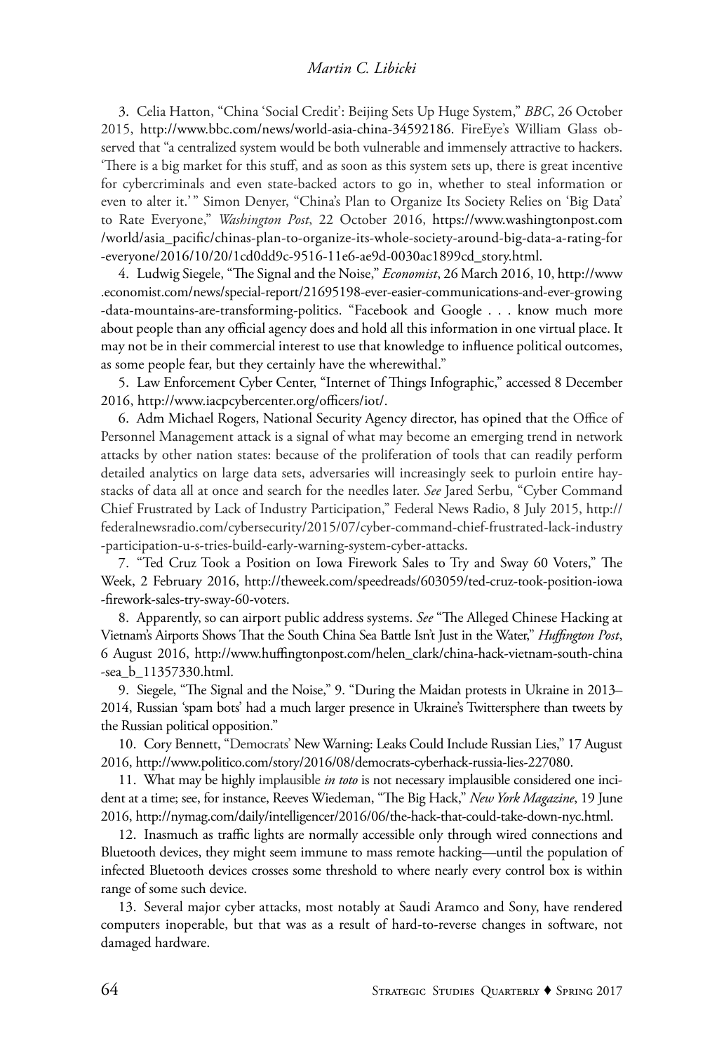3. Celia Hatton, "China 'Social Credit': Beijing Sets Up Huge System," *BBC*, 26 October 2015, http://www.bbc.com/news/world-asia-china-34592186. FireEye's William Glass observed that "a centralized system would be both vulnerable and immensely attractive to hackers. 'There is a big market for this stuff, and as soon as this system sets up, there is great incentive for cybercriminals and even state-backed actors to go in, whether to steal information or even to alter it.'" Simon Denyer, "China's Plan to Organize Its Society Relies on 'Big Data' to Rate Everyone," *Washington Post*, 22 October 2016, https://www.washingtonpost.com/world/asia_pacific/chinas-plan-to-organize-its-whole-society-around-big-data-a-rating-for-everyone/2016/10/20/1cd0dd9c-9516-11e6-ae9d-0030ac1899cd_story.html.

4. Ludwig Siegele, "The Signal and the Noise," *Economist*, 26 March 2016, 10, http://www.economist.com/news/special-report/21695198-ever-easier-communications-and-ever-growing-data-mountains-are-transforming-politics. "Facebook and Google . . . know much more about people than any official agency does and hold all this information in one virtual place. It may not be in their commercial interest to use that knowledge to influence political outcomes, as some people fear, but they certainly have the wherewithal."

5. Law Enforcement Cyber Center, "Internet of Things Infographic," accessed 8 December 2016, http://www.iacpcybercenter.org/officers/iot/.

6. Adm Michael Rogers, National Security Agency director, has opined that the Office of Personnel Management attack is a signal of what may become an emerging trend in network attacks by other nation states: because of the proliferation of tools that can readily perform detailed analytics on large data sets, adversaries will increasingly seek to purloin entire haystacks of data all at once and search for the needles later. *See* Jared Serbu, "Cyber Command Chief Frustrated by Lack of Industry Participation," Federal News Radio, 8 July 2015, http://federalnewsradio.com/cybersecurity/2015/07/cyber-command-chief-frustrated-lack-industry-participation-u-s-tries-build-early-warning-system-cyber-attacks.

7. "Ted Cruz Took a Position on Iowa Firework Sales to Try and Sway 60 Voters," The Week, 2 February 2016, http://theweek.com/speedreads/603059/ted-cruz-took-position-iowa-firework-sales-try-sway-60-voters.

8. Apparently, so can airport public address systems. *See* "The Alleged Chinese Hacking at Vietnam's Airports Shows That the South China Sea Battle Isn't Just in the Water," *Huffington Post*, 6 August 2016, http://www.huffingtonpost.com/helen_clark/china-hack-vietnam-south-china-sea_b_11357330.html.

9. Siegele, "The Signal and the Noise," 9. "During the Maidan protests in Ukraine in 2013–2014, Russian 'spam bots' had a much larger presence in Ukraine's Twittersphere than tweets by the Russian political opposition."

10. Cory Bennett, "Democrats' New Warning: Leaks Could Include Russian Lies," 17 August 2016, http://www.politico.com/story/2016/08/democrats-cyberhack-russia-lies-227080.

11. What may be highly implausible *in toto* is not necessary implausible considered one incident at a time; see, for instance, Reeves Wiedeman, "The Big Hack," *New York Magazine*, 19 June 2016, http://nymag.com/daily/intelligencer/2016/06/the-hack-that-could-take-down-nyc.html.

12. Inasmuch as traffic lights are normally accessible only through wired connections and Bluetooth devices, they might seem immune to mass remote hacking—until the population of infected Bluetooth devices crosses some threshold to where nearly every control box is within range of some such device.

13. Several major cyber attacks, most notably at Saudi Aramco and Sony, have rendered computers inoperable, but that was as a result of hard-to-reverse changes in software, not damaged hardware.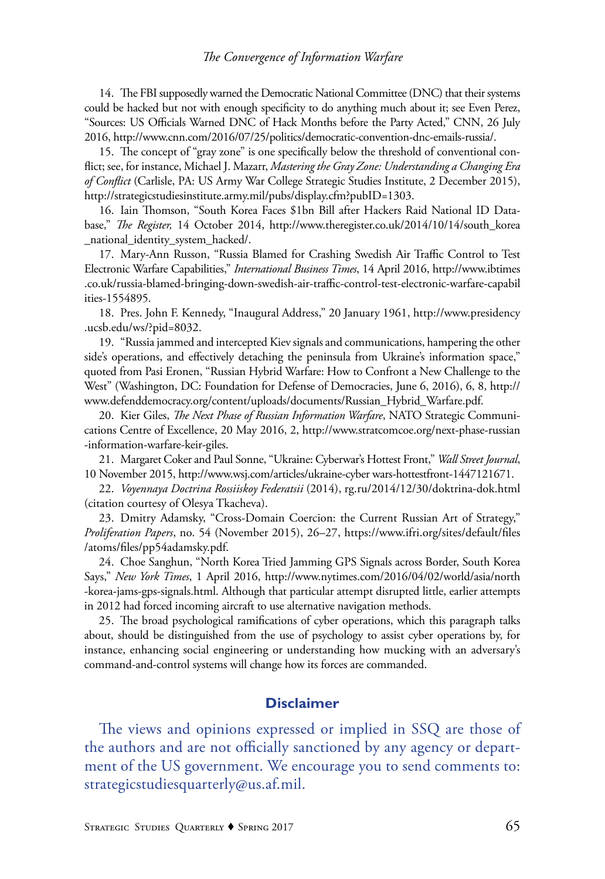14. The FBI supposedly warned the Democratic National Committee (DNC) that their systems could be hacked but not with enough specificity to do anything much about it; see Even Perez, "Sources: US Officials Warned DNC of Hack Months before the Party Acted," CNN, 26 July 2016, http://www.cnn.com/2016/07/25/politics/democratic-convention-dnc-emails-russia/.

15. The concept of "gray zone" is one specifically below the threshold of conventional conflict; see, for instance, Michael J. Mazarr, *Mastering the Gray Zone: Understanding a Changing Era of Conflict* (Carlisle, PA: US Army War College Strategic Studies Institute, 2 December 2015), http://strategicstudiesinstitute.army.mil/pubs/display.cfm?pubID=1303.

16. Iain Thomson, "South Korea Faces $1bn Bill after Hackers Raid National ID Database," *The Register,* 14 October 2014, http://www.theregister.co.uk/2014/10/14/south_korea_national_identity_system_hacked/.

17. Mary-Ann Russon, "Russia Blamed for Crashing Swedish Air Traffic Control to Test Electronic Warfare Capabilities," *International Business Times*, 14 April 2016, http://www.ibtimes.co.uk/russia-blamed-bringing-down-swedish-air-traffic-control-test-electronic-warfare-capabilities-1554895.

18. Pres. John F. Kennedy, "Inaugural Address," 20 January 1961, http://www.presidency.ucsb.edu/ws/?pid=8032.

19. "Russia jammed and intercepted Kiev signals and communications, hampering the other side's operations, and effectively detaching the peninsula from Ukraine's information space," quoted from Pasi Eronen, "Russian Hybrid Warfare: How to Confront a New Challenge to the West" (Washington, DC: Foundation for Defense of Democracies, June 6, 2016), 6, 8, http://www.defenddemocracy.org/content/uploads/documents/Russian_Hybrid_Warfare.pdf.

20. Kier Giles, *The Next Phase of Russian Information Warfare*, NATO Strategic Communications Centre of Excellence, 20 May 2016, 2, http://www.stratcomcoe.org/next-phase-russian-information-warfare-keir-giles.

21. Margaret Coker and Paul Sonne, "Ukraine: Cyberwar's Hottest Front," *Wall Street Journal*, 10 November 2015, http://www.wsj.com/articles/ukraine-cyber wars-hottestfront-1447121671.

22. *Voyennaya Doctrina Rossiiskoy Federatsii* (2014), rg.ru/2014/12/30/doktrina-dok.html (citation courtesy of Olesya Tkacheva).

23. Dmitry Adamsky, "Cross-Domain Coercion: the Current Russian Art of Strategy," *Proliferation Papers*, no. 54 (November 2015), 26–27, https://www.ifri.org/sites/default/files/atoms/files/pp54adamsky.pdf.

24. Choe Sanghun, "North Korea Tried Jamming GPS Signals across Border, South Korea Says," *New York Times*, 1 April 2016, http://www.nytimes.com/2016/04/02/world/asia/north-korea-jams-gps-signals.html. Although that particular attempt disrupted little, earlier attempts in 2012 had forced incoming aircraft to use alternative navigation methods.

25. The broad psychological ramifications of cyber operations, which this paragraph talks about, should be distinguished from the use of psychology to assist cyber operations by, for instance, enhancing social engineering or understanding how mucking with an adversary's command-and-control systems will change how its forces are commanded.

## Disclaimer

The views and opinions expressed or implied in SSQ are those of the authors and are not officially sanctioned by any agency or department of the US government. We encourage you to send comments to: strategicstudiesquarterly@us.af.mil.